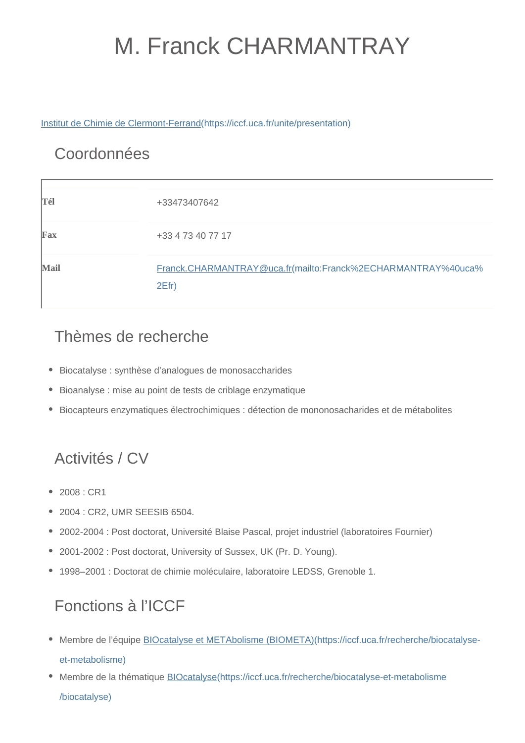# M. Franck CHARMANTRAY

[Institut de Chimie de Clermont-Ferrand](https://iccf.uca.fr/unite/presentation)(https://iccf.uca.fr/unite/presentation)

## Coordonnées

| | |
|---|---|
| **Tél** | +33473407642 |
| **Fax** | +33 4 73 40 77 17 |
| **Mail** | [Franck.CHARMANTRAY@uca.fr](mailto:Franck%2ECHARMANTRAY%40uca%2Efr)(mailto:Franck%2ECHARMANTRAY%40uca%2Efr) |

## Thèmes de recherche

- Biocatalyse : synthèse d'analogues de monosaccharides
- Bioanalyse : mise au point de tests de criblage enzymatique
- Biocapteurs enzymatiques électrochimiques : détection de mononosacharides et de métabolites

## Activités / CV

- 2008 : CR1
- 2004 : CR2, UMR SEESIB 6504.
- 2002-2004 : Post doctorat, Université Blaise Pascal, projet industriel (laboratoires Fournier)
- 2001-2002 : Post doctorat, University of Sussex, UK (Pr. D. Young).
- 1998–2001 : Doctorat de chimie moléculaire, laboratoire LEDSS, Grenoble 1.

## Fonctions à l'ICCF

- Membre de l'équipe [BIOcatalyse et METAbolisme (BIOMETA)](https://iccf.uca.fr/recherche/biocatalyse-et-metabolisme)(https://iccf.uca.fr/recherche/biocatalyse-et-metabolisme)
- Membre de la thématique [BIOcatalyse](https://iccf.uca.fr/recherche/biocatalyse-et-metabolisme/biocatalyse)(https://iccf.uca.fr/recherche/biocatalyse-et-metabolisme/biocatalyse)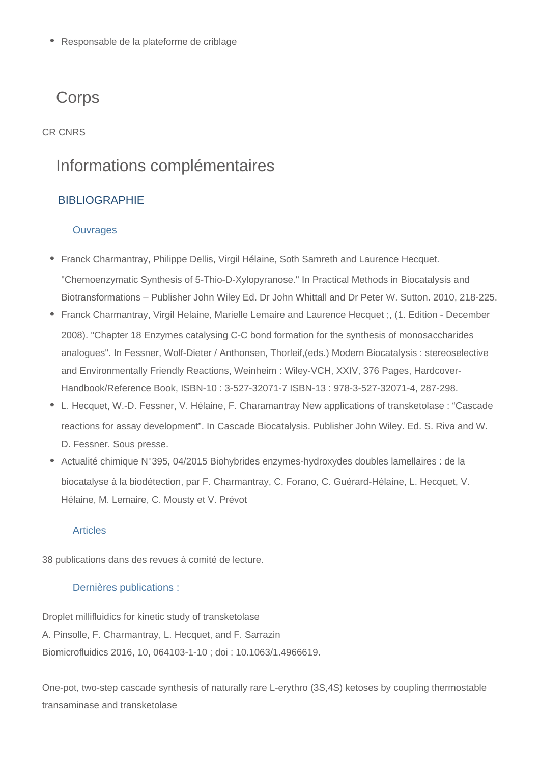- Responsable de la plateforme de criblage

## Corps

CR CNRS

## Informations complémentaires

### BIBLIOGRAPHIE

#### Ouvrages

- Franck Charmantray, Philippe Dellis, Virgil Hélaine, Soth Samreth and Laurence Hecquet. "Chemoenzymatic Synthesis of 5-Thio-D-Xylopyranose." In Practical Methods in Biocatalysis and Biotransformations – Publisher John Wiley Ed. Dr John Whittall and Dr Peter W. Sutton. 2010, 218-225.
- Franck Charmantray, Virgil Helaine, Marielle Lemaire and Laurence Hecquet ;, (1. Edition - December 2008). "Chapter 18 Enzymes catalysing C-C bond formation for the synthesis of monosaccharides analogues". In Fessner, Wolf-Dieter / Anthonsen, Thorleif,(eds.) Modern Biocatalysis : stereoselective and Environmentally Friendly Reactions, Weinheim : Wiley-VCH, XXIV, 376 Pages, Hardcover-Handbook/Reference Book, ISBN-10 : 3-527-32071-7 ISBN-13 : 978-3-527-32071-4, 287-298.
- L. Hecquet, W.-D. Fessner, V. Hélaine, F. Charamantray New applications of transketolase : "Cascade reactions for assay development". In Cascade Biocatalysis. Publisher John Wiley. Ed. S. Riva and W. D. Fessner. Sous presse.
- Actualité chimique N°395, 04/2015 Biohybrides enzymes-hydroxydes doubles lamellaires : de la biocatalyse à la biodétection, par F. Charmantray, C. Forano, C. Guérard-Hélaine, L. Hecquet, V. Hélaine, M. Lemaire, C. Mousty et V. Prévot

#### Articles

38 publications dans des revues à comité de lecture.

#### Dernières publications :

Droplet millifluidics for kinetic study of transketolase
A. Pinsolle, F. Charmantray, L. Hecquet, and F. Sarrazin
Biomicrofluidics 2016, 10, 064103-1-10 ; doi : 10.1063/1.4966619.

One-pot, two-step cascade synthesis of naturally rare L-erythro (3S,4S) ketoses by coupling thermostable transaminase and transketolase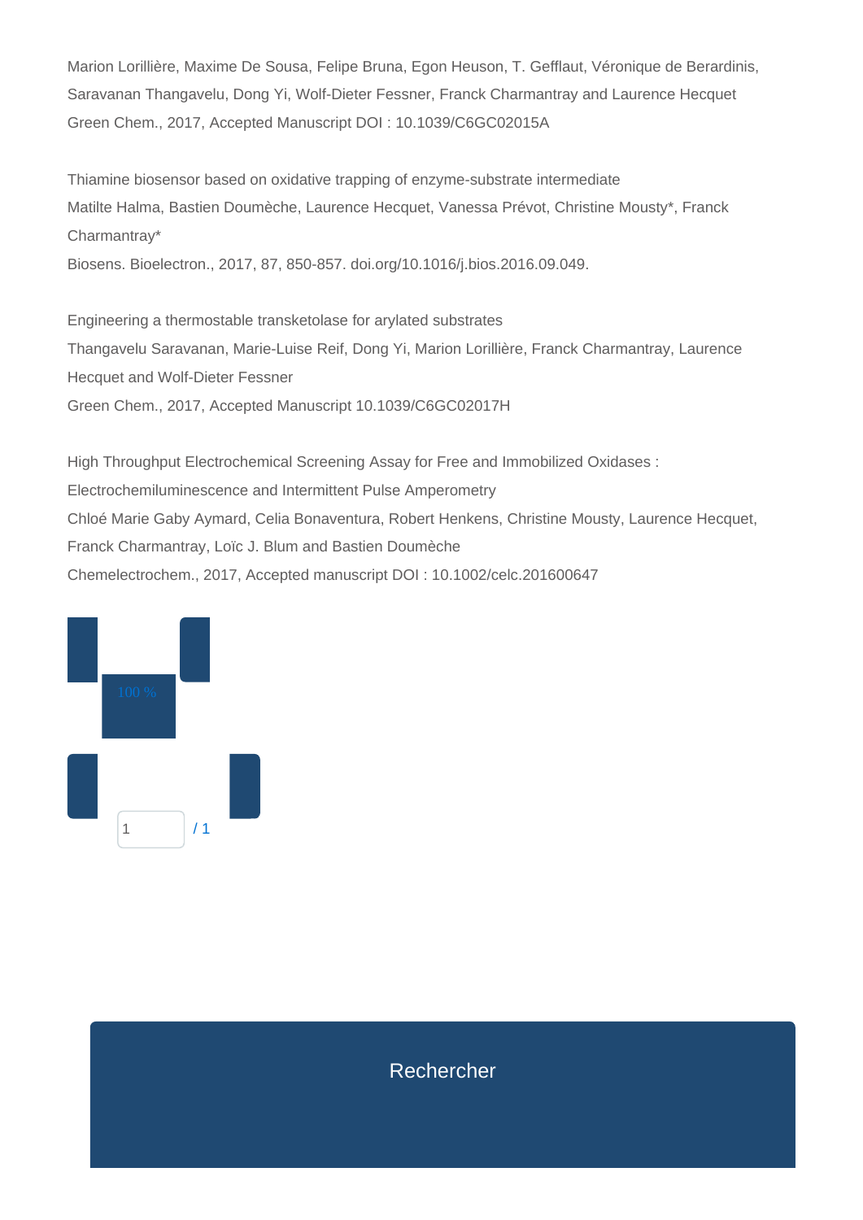Marion Lorillière, Maxime De Sousa, Felipe Bruna, Egon Heuson, T. Gefflaut, Véronique de Berardinis, Saravanan Thangavelu, Dong Yi, Wolf-Dieter Fessner, Franck Charmantray and Laurence Hecquet
Green Chem., 2017, Accepted Manuscript DOI : 10.1039/C6GC02015A

Thiamine biosensor based on oxidative trapping of enzyme-substrate intermediate
Matilte Halma, Bastien Doumèche, Laurence Hecquet, Vanessa Prévot, Christine Mousty*, Franck Charmantray*
Biosens. Bioelectron., 2017, 87, 850-857. doi.org/10.1016/j.bios.2016.09.049.

Engineering a thermostable transketolase for arylated substrates
Thangavelu Saravanan, Marie-Luise Reif, Dong Yi, Marion Lorillière, Franck Charmantray, Laurence Hecquet and Wolf-Dieter Fessner
Green Chem., 2017, Accepted Manuscript 10.1039/C6GC02017H

High Throughput Electrochemical Screening Assay for Free and Immobilized Oxidases : Electrochemiluminescence and Intermittent Pulse Amperometry
Chloé Marie Gaby Aymard, Celia Bonaventura, Robert Henkens, Christine Mousty, Laurence Hecquet, Franck Charmantray, Loïc J. Blum and Bastien Doumèche
Chemelectrochem., 2017, Accepted manuscript DOI : 10.1002/celc.201600647

100 %

1 / 1

Rechercher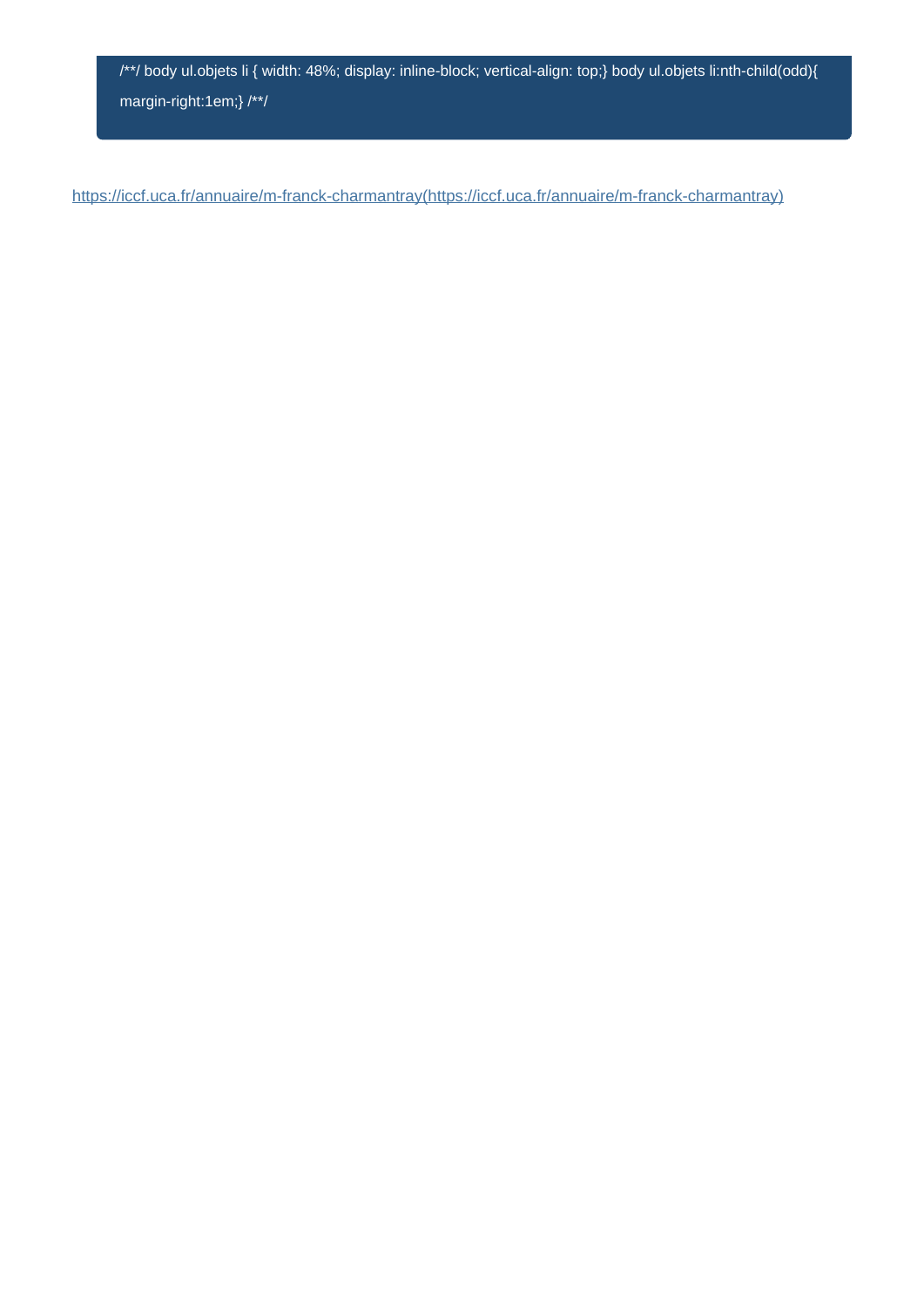```
/**/ body ul.objets li { width: 48%; display: inline-block; vertical-align: top;} body ul.objets li:nth-child(odd){ margin-right:1em;} /**/
```

https://iccf.uca.fr/annuaire/m-franck-charmantray(https://iccf.uca.fr/annuaire/m-franck-charmantray)